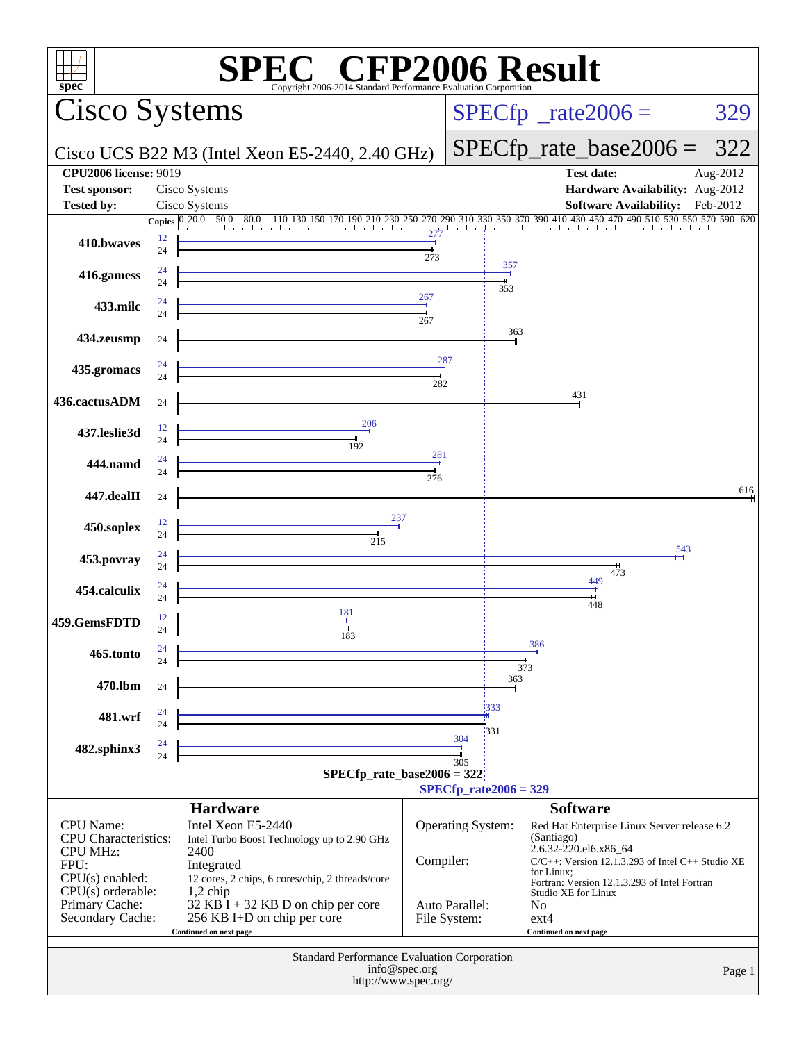# SPEC CFP2006 Result

Copyright 2006-2014 Standard Performance Evaluation Corporation

## Cisco Systems

Cisco UCS B22 M3 (Intel Xeon E5-2440, 2.40 GHz)

SPECfp_rate2006 = 329

SPECfp_rate_base2006 = 322

| | | | |
|---|---|---|---|
| **CPU2006 license:** 9019 | | **Test date:** | Aug-2012 |
| **Test sponsor:** | Cisco Systems | **Hardware Availability:** | Aug-2012 |
| **Tested by:** | Cisco Systems | **Software Availability:** | Feb-2012 |

| Benchmark | Copies (peak) | Peak | Copies (base) | Base |
|---|---|---|---|---|
| 410.bwaves | 12 | 277 | 24 | 273 |
| 416.gamess | 24 | 357 | 24 | 353 |
| 433.milc | 24 | 267 | 24 | 267 |
| 434.zeusmp | | | 24 | 363 |
| 435.gromacs | 24 | 287 | 24 | 282 |
| 436.cactusADM | | | 24 | 431 |
| 437.leslie3d | 12 | 206 | 24 | 192 |
| 444.namd | 24 | 281 | 24 | 276 |
| 447.dealII | | | 24 | 616 |
| 450.soplex | 12 | 237 | 24 | 215 |
| 453.povray | 24 | 543 | 24 | 473 |
| 454.calculix | 24 | 449 | 24 | 448 |
| 459.GemsFDTD | 12 | 181 | 24 | 183 |
| 465.tonto | 24 | 386 | 24 | 373 |
| 470.lbm | | | 24 | 363 |
| 481.wrf | 24 | 333 | 24 | 331 |
| 482.sphinx3 | 24 | 304 | 24 | 305 |

SPECfp_rate_base2006 = 322

SPECfp_rate2006 = 329

### Hardware

| | |
|---|---|
| CPU Name: | Intel Xeon E5-2440 |
| CPU Characteristics: | Intel Turbo Boost Technology up to 2.90 GHz |
| CPU MHz: | 2400 |
| FPU: | Integrated |
| CPU(s) enabled: | 12 cores, 2 chips, 6 cores/chip, 2 threads/core |
| CPU(s) orderable: | 1,2 chip |
| Primary Cache: | 32 KB I + 32 KB D on chip per core |
| Secondary Cache: | 256 KB I+D on chip per core |

Continued on next page

### Software

| | |
|---|---|
| Operating System: | Red Hat Enterprise Linux Server release 6.2 (Santiago) 2.6.32-220.el6.x86_64 |
| Compiler: | C/C++: Version 12.1.3.293 of Intel C++ Studio XE for Linux; Fortran: Version 12.1.3.293 of Intel Fortran Studio XE for Linux |
| Auto Parallel: | No |
| File System: | ext4 |

Continued on next page

Standard Performance Evaluation Corporation
info@spec.org
http://www.spec.org/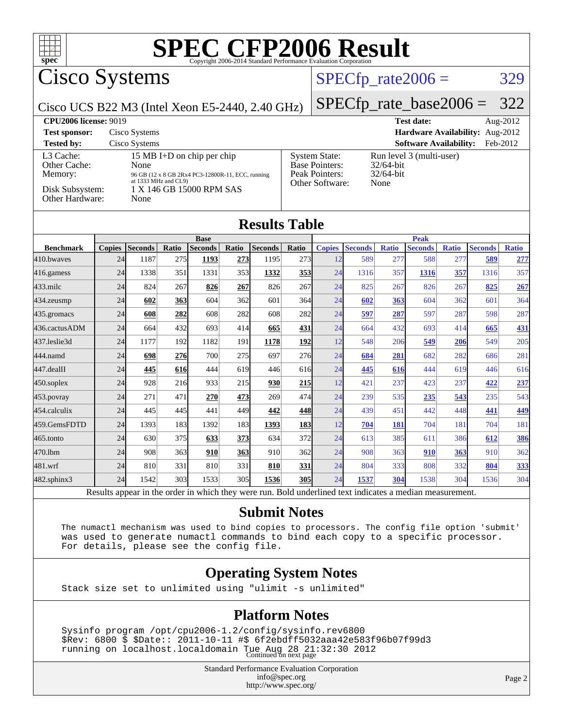# SPEC CFP2006 Result

Copyright 2006-2014 Standard Performance Evaluation Corporation

## Cisco Systems

Cisco UCS B22 M3 (Intel Xeon E5-2440, 2.40 GHz)

SPECfp_rate2006 = 329

SPECfp_rate_base2006 = 322

| | | | |
|---|---|---|---|
| **CPU2006 license:** 9019 | | **Test date:** | Aug-2012 |
| **Test sponsor:** | Cisco Systems | **Hardware Availability:** | Aug-2012 |
| **Tested by:** | Cisco Systems | **Software Availability:** | Feb-2012 |

| | |
|---|---|
| L3 Cache: | 15 MB I+D on chip per chip |
| Other Cache: | None |
| Memory: | 96 GB (12 x 8 GB 2Rx4 PC3-12800R-11, ECC, running at 1333 MHz and CL9) |
| Disk Subsystem: | 1 X 146 GB 15000 RPM SAS |
| Other Hardware: | None |

| | |
|---|---|
| System State: | Run level 3 (multi-user) |
| Base Pointers: | 32/64-bit |
| Peak Pointers: | 32/64-bit |
| Other Software: | None |

## Results Table

| | Base | | | | | | | Peak | | | | | | |
|---|---|---|---|---|---|---|---|---|---|---|---|---|---|---|
| **Benchmark** | **Copies** | **Seconds** | **Ratio** | **Seconds** | **Ratio** | **Seconds** | **Ratio** | **Copies** | **Seconds** | **Ratio** | **Seconds** | **Ratio** | **Seconds** | **Ratio** |
| 410.bwaves | 24 | 1187 | 275 | **1193** | **273** | 1195 | 273 | 12 | 589 | 277 | 588 | 277 | **589** | **277** |
| 416.gamess | 24 | 1338 | 351 | 1331 | 353 | **1332** | **353** | 24 | 1316 | 357 | **1316** | **357** | 1316 | 357 |
| 433.milc | 24 | 824 | 267 | **826** | **267** | 826 | 267 | 24 | 825 | 267 | 826 | 267 | **825** | **267** |
| 434.zeusmp | 24 | **602** | **363** | 604 | 362 | 601 | 364 | 24 | **602** | **363** | 604 | 362 | 601 | 364 |
| 435.gromacs | 24 | **608** | **282** | 608 | 282 | 608 | 282 | 24 | **597** | **287** | 597 | 287 | 598 | 287 |
| 436.cactusADM | 24 | 664 | 432 | 693 | 414 | **665** | **431** | 24 | 664 | 432 | 693 | 414 | **665** | **431** |
| 437.leslie3d | 24 | 1177 | 192 | 1182 | 191 | **1178** | **192** | 12 | 548 | 206 | **549** | **206** | 549 | 205 |
| 444.namd | 24 | **698** | **276** | 700 | 275 | 697 | 276 | 24 | **684** | **281** | 682 | 282 | 686 | 281 |
| 447.dealII | 24 | **445** | **616** | 444 | 619 | 446 | 616 | 24 | **445** | **616** | 444 | 619 | 446 | 616 |
| 450.soplex | 24 | 928 | 216 | 933 | 215 | **930** | **215** | 12 | 421 | 237 | 423 | 237 | **422** | **237** |
| 453.povray | 24 | 271 | 471 | **270** | **473** | 269 | 474 | 24 | 239 | 535 | **235** | **543** | 235 | 543 |
| 454.calculix | 24 | 445 | 445 | 441 | 449 | **442** | **448** | 24 | 439 | 451 | 442 | 448 | **441** | **449** |
| 459.GemsFDTD | 24 | 1393 | 183 | 1392 | 183 | **1393** | **183** | 12 | **704** | **181** | 704 | 181 | 704 | 181 |
| 465.tonto | 24 | 630 | 375 | **633** | **373** | 634 | 372 | 24 | 613 | 385 | 611 | 386 | **612** | **386** |
| 470.lbm | 24 | 908 | 363 | **910** | **363** | 910 | 362 | 24 | 908 | 363 | **910** | **363** | 910 | 362 |
| 481.wrf | 24 | 810 | 331 | 810 | 331 | **810** | **331** | 24 | 804 | 333 | 808 | 332 | **804** | **333** |
| 482.sphinx3 | 24 | 1542 | 303 | 1533 | 305 | **1536** | **305** | 24 | **1537** | **304** | 1538 | 304 | 1536 | 304 |

Results appear in the order in which they were run. Bold underlined text indicates a median measurement.

## Submit Notes

```
The numactl mechanism was used to bind copies to processors. The config file option 'submit'
was used to generate numactl commands to bind each copy to a specific processor.
For details, please see the config file.
```

## Operating System Notes

```
Stack size set to unlimited using "ulimit -s unlimited"
```

## Platform Notes

```
Sysinfo program /opt/cpu2006-1.2/config/sysinfo.rev6800
$Rev: 6800 $ $Date:: 2011-10-11 #$ 6f2ebdff5032aaa42e583f96b07f99d3
running on localhost.localdomain Tue Aug 28 21:32:30 2012
```

Continued on next page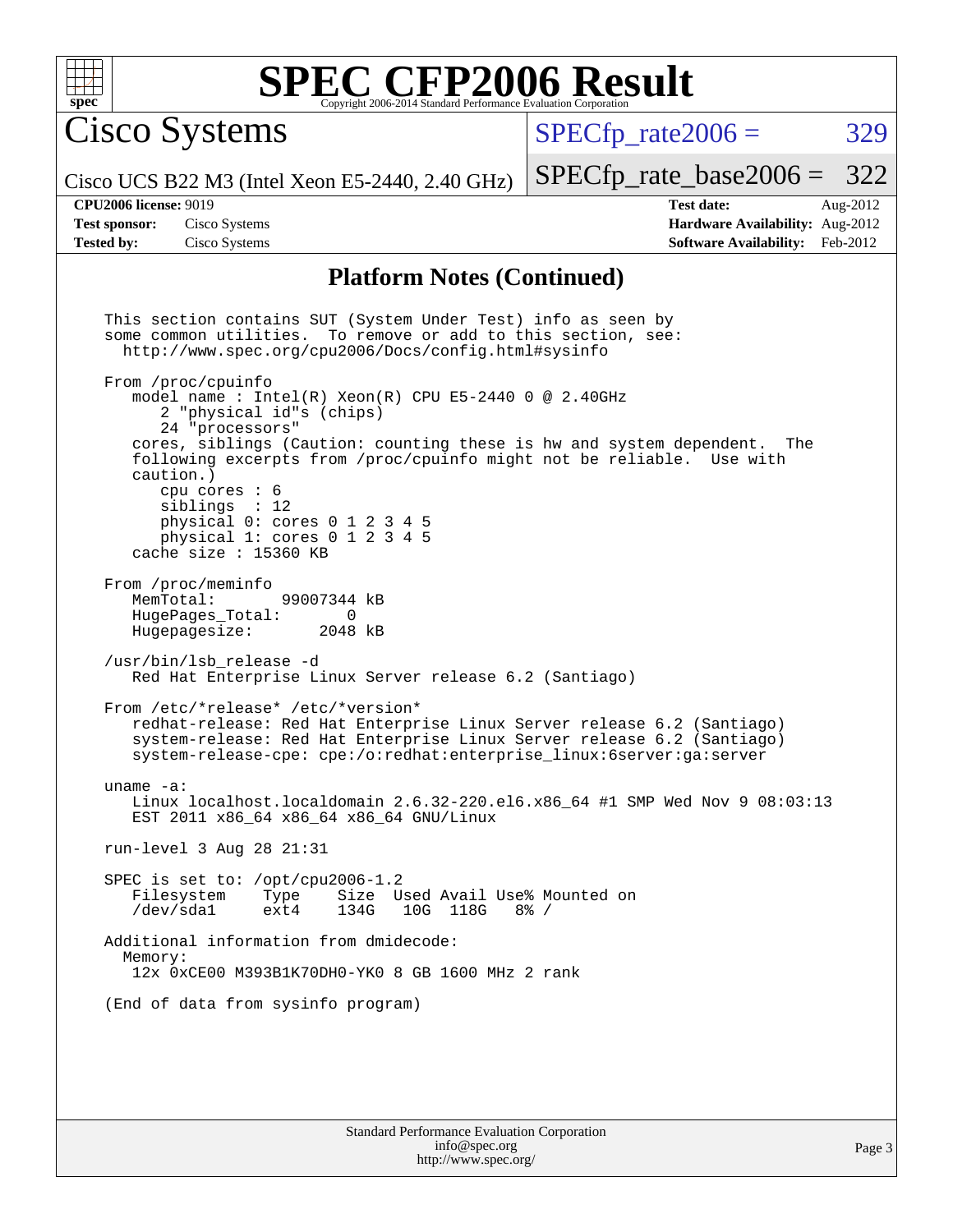## Platform Notes (Continued)

```
This section contains SUT (System Under Test) info as seen by
some common utilities.  To remove or add to this section, see:
  http://www.spec.org/cpu2006/Docs/config.html#sysinfo

From /proc/cpuinfo
   model name : Intel(R) Xeon(R) CPU E5-2440 0 @ 2.40GHz
      2 "physical id"s (chips)
      24 "processors"
   cores, siblings (Caution: counting these is hw and system dependent.  The
   following excerpts from /proc/cpuinfo might not be reliable.  Use with
   caution.)
      cpu cores : 6
      siblings  : 12
      physical 0: cores 0 1 2 3 4 5
      physical 1: cores 0 1 2 3 4 5
   cache size : 15360 KB

From /proc/meminfo
   MemTotal:       99007344 kB
   HugePages_Total:       0
   Hugepagesize:       2048 kB

/usr/bin/lsb_release -d
   Red Hat Enterprise Linux Server release 6.2 (Santiago)

From /etc/*release* /etc/*version*
   redhat-release: Red Hat Enterprise Linux Server release 6.2 (Santiago)
   system-release: Red Hat Enterprise Linux Server release 6.2 (Santiago)
   system-release-cpe: cpe:/o:redhat:enterprise_linux:6server:ga:server

uname -a:
   Linux localhost.localdomain 2.6.32-220.el6.x86_64 #1 SMP Wed Nov 9 08:03:13
   EST 2011 x86_64 x86_64 x86_64 GNU/Linux

run-level 3 Aug 28 21:31

SPEC is set to: /opt/cpu2006-1.2
   Filesystem     Type    Size  Used Avail Use% Mounted on
   /dev/sda1      ext4    134G   10G  118G   8% /

Additional information from dmidecode:
  Memory:
   12x 0xCE00 M393B1K70DH0-YK0 8 GB 1600 MHz 2 rank

(End of data from sysinfo program)
```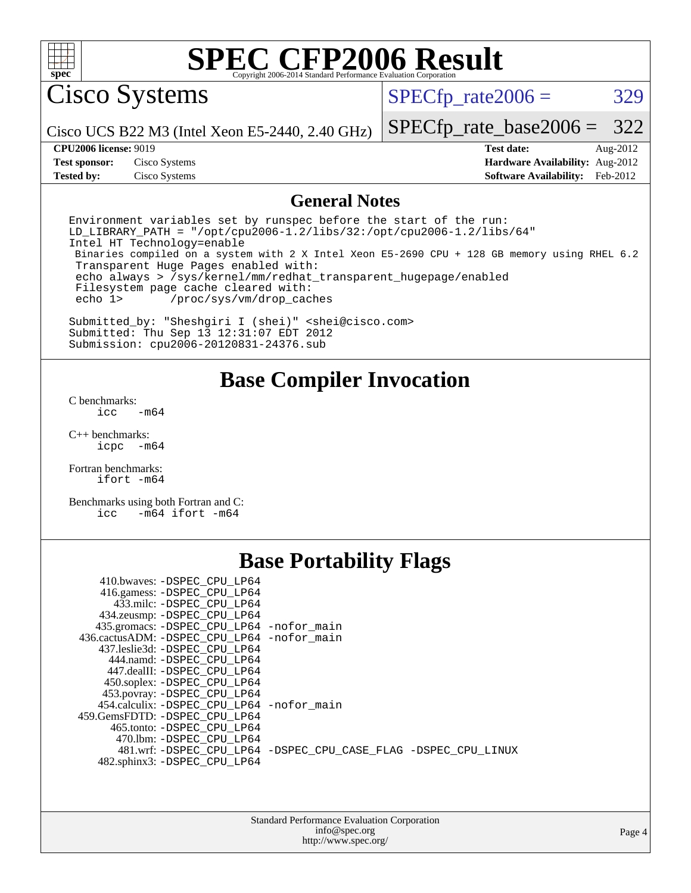# SPEC CFP2006 Result

Copyright 2006-2014 Standard Performance Evaluation Corporation

## Cisco Systems

Cisco UCS B22 M3 (Intel Xeon E5-2440, 2.40 GHz)

SPECfp_rate2006 = 329

SPECfp_rate_base2006 = 322

| | | | |
|---|---|---|---|
| **CPU2006 license:** 9019 | | **Test date:** | Aug-2012 |
| **Test sponsor:** | Cisco Systems | **Hardware Availability:** | Aug-2012 |
| **Tested by:** | Cisco Systems | **Software Availability:** | Feb-2012 |

## General Notes

```
Environment variables set by runspec before the start of the run:
LD_LIBRARY_PATH = "/opt/cpu2006-1.2/libs/32:/opt/cpu2006-1.2/libs/64"
Intel HT Technology=enable
 Binaries compiled on a system with 2 X Intel Xeon E5-2690 CPU + 128 GB memory using RHEL 6.2
 Transparent Huge Pages enabled with:
 echo always > /sys/kernel/mm/redhat_transparent_hugepage/enabled
 Filesystem page cache cleared with:
 echo 1>       /proc/sys/vm/drop_caches

Submitted_by: "Sheshgiri I (shei)" <shei@cisco.com>
Submitted: Thu Sep 13 12:31:07 EDT 2012
Submission: cpu2006-20120831-24376.sub
```

## Base Compiler Invocation

C benchmarks:
```
icc   -m64
```

C++ benchmarks:
```
icpc  -m64
```

Fortran benchmarks:
```
ifort -m64
```

Benchmarks using both Fortran and C:
```
icc   -m64 ifort -m64
```

## Base Portability Flags

```
    410.bwaves: -DSPEC_CPU_LP64
   416.gamess: -DSPEC_CPU_LP64
     433.milc: -DSPEC_CPU_LP64
   434.zeusmp: -DSPEC_CPU_LP64
  435.gromacs: -DSPEC_CPU_LP64 -nofor_main
 436.cactusADM: -DSPEC_CPU_LP64 -nofor_main
  437.leslie3d: -DSPEC_CPU_LP64
     444.namd: -DSPEC_CPU_LP64
   447.dealII: -DSPEC_CPU_LP64
   450.soplex: -DSPEC_CPU_LP64
   453.povray: -DSPEC_CPU_LP64
  454.calculix: -DSPEC_CPU_LP64 -nofor_main
 459.GemsFDTD: -DSPEC_CPU_LP64
    465.tonto: -DSPEC_CPU_LP64
      470.lbm: -DSPEC_CPU_LP64
      481.wrf: -DSPEC_CPU_LP64 -DSPEC_CPU_CASE_FLAG -DSPEC_CPU_LINUX
  482.sphinx3: -DSPEC_CPU_LP64
```

Standard Performance Evaluation Corporation
info@spec.org
http://www.spec.org/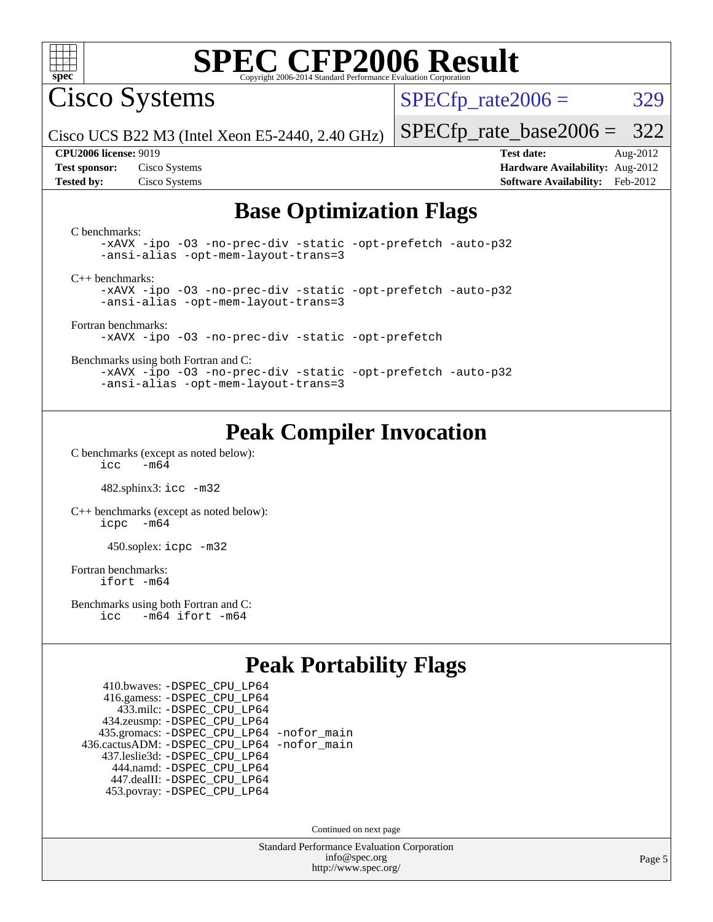# SPEC CFP2006 Result

Copyright 2006-2014 Standard Performance Evaluation Corporation

## Cisco Systems

Cisco UCS B22 M3 (Intel Xeon E5-2440, 2.40 GHz)

SPECfp_rate2006 = 329

SPECfp_rate_base2006 = 322

**CPU2006 license:** 9019
**Test sponsor:** Cisco Systems
**Tested by:** Cisco Systems

**Test date:** Aug-2012
**Hardware Availability:** Aug-2012
**Software Availability:** Feb-2012

## Base Optimization Flags

C benchmarks:

```
-xAVX -ipo -O3 -no-prec-div -static -opt-prefetch -auto-p32
-ansi-alias -opt-mem-layout-trans=3
```

C++ benchmarks:

```
-xAVX -ipo -O3 -no-prec-div -static -opt-prefetch -auto-p32
-ansi-alias -opt-mem-layout-trans=3
```

Fortran benchmarks:

```
-xAVX -ipo -O3 -no-prec-div -static -opt-prefetch
```

Benchmarks using both Fortran and C:

```
-xAVX -ipo -O3 -no-prec-div -static -opt-prefetch -auto-p32
-ansi-alias -opt-mem-layout-trans=3
```

## Peak Compiler Invocation

C benchmarks (except as noted below):

```
icc   -m64
```

482.sphinx3: `icc -m32`

C++ benchmarks (except as noted below):

```
icpc  -m64
```

450.soplex: `icpc -m32`

Fortran benchmarks:

```
ifort -m64
```

Benchmarks using both Fortran and C:

```
icc   -m64 ifort -m64
```

## Peak Portability Flags

410.bwaves: `-DSPEC_CPU_LP64`
416.gamess: `-DSPEC_CPU_LP64`
433.milc: `-DSPEC_CPU_LP64`
434.zeusmp: `-DSPEC_CPU_LP64`
435.gromacs: `-DSPEC_CPU_LP64 -nofor_main`
436.cactusADM: `-DSPEC_CPU_LP64 -nofor_main`
437.leslie3d: `-DSPEC_CPU_LP64`
444.namd: `-DSPEC_CPU_LP64`
447.dealII: `-DSPEC_CPU_LP64`
453.povray: `-DSPEC_CPU_LP64`

Continued on next page

Standard Performance Evaluation Corporation
info@spec.org
http://www.spec.org/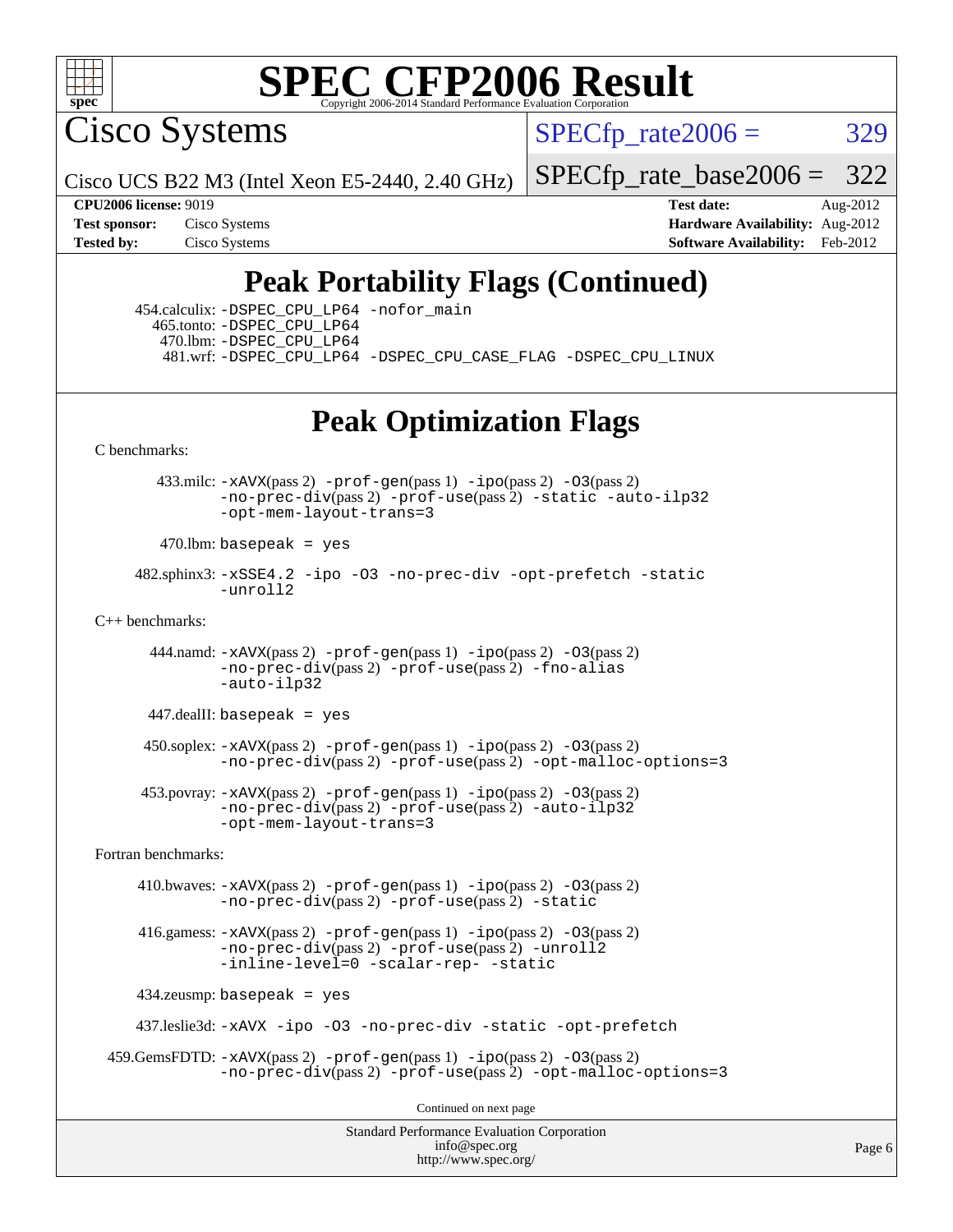# SPEC CFP2006 Result

Copyright 2006-2014 Standard Performance Evaluation Corporation

## Cisco Systems

Cisco UCS B22 M3 (Intel Xeon E5-2440, 2.40 GHz)

SPECfp_rate2006 = 329

SPECfp_rate_base2006 = 322

**CPU2006 license:** 9019
**Test sponsor:** Cisco Systems
**Tested by:** Cisco Systems

**Test date:** Aug-2012
**Hardware Availability:** Aug-2012
**Software Availability:** Feb-2012

## Peak Portability Flags (Continued)

454.calculix: -DSPEC_CPU_LP64 -nofor_main
465.tonto: -DSPEC_CPU_LP64
470.lbm: -DSPEC_CPU_LP64
481.wrf: -DSPEC_CPU_LP64 -DSPEC_CPU_CASE_FLAG -DSPEC_CPU_LINUX

## Peak Optimization Flags

C benchmarks:

433.milc: -xAVX(pass 2) -prof-gen(pass 1) -ipo(pass 2) -O3(pass 2) -no-prec-div(pass 2) -prof-use(pass 2) -static -auto-ilp32 -opt-mem-layout-trans=3

470.lbm: basepeak = yes

482.sphinx3: -xSSE4.2 -ipo -O3 -no-prec-div -opt-prefetch -static -unroll2

C++ benchmarks:

444.namd: -xAVX(pass 2) -prof-gen(pass 1) -ipo(pass 2) -O3(pass 2) -no-prec-div(pass 2) -prof-use(pass 2) -fno-alias -auto-ilp32

447.dealII: basepeak = yes

450.soplex: -xAVX(pass 2) -prof-gen(pass 1) -ipo(pass 2) -O3(pass 2) -no-prec-div(pass 2) -prof-use(pass 2) -opt-malloc-options=3

453.povray: -xAVX(pass 2) -prof-gen(pass 1) -ipo(pass 2) -O3(pass 2) -no-prec-div(pass 2) -prof-use(pass 2) -auto-ilp32 -opt-mem-layout-trans=3

Fortran benchmarks:

410.bwaves: -xAVX(pass 2) -prof-gen(pass 1) -ipo(pass 2) -O3(pass 2) -no-prec-div(pass 2) -prof-use(pass 2) -static

416.gamess: -xAVX(pass 2) -prof-gen(pass 1) -ipo(pass 2) -O3(pass 2) -no-prec-div(pass 2) -prof-use(pass 2) -unroll2 -inline-level=0 -scalar-rep- -static

434.zeusmp: basepeak = yes

437.leslie3d: -xAVX -ipo -O3 -no-prec-div -static -opt-prefetch

459.GemsFDTD: -xAVX(pass 2) -prof-gen(pass 1) -ipo(pass 2) -O3(pass 2) -no-prec-div(pass 2) -prof-use(pass 2) -opt-malloc-options=3

Continued on next page

Standard Performance Evaluation Corporation
info@spec.org
http://www.spec.org/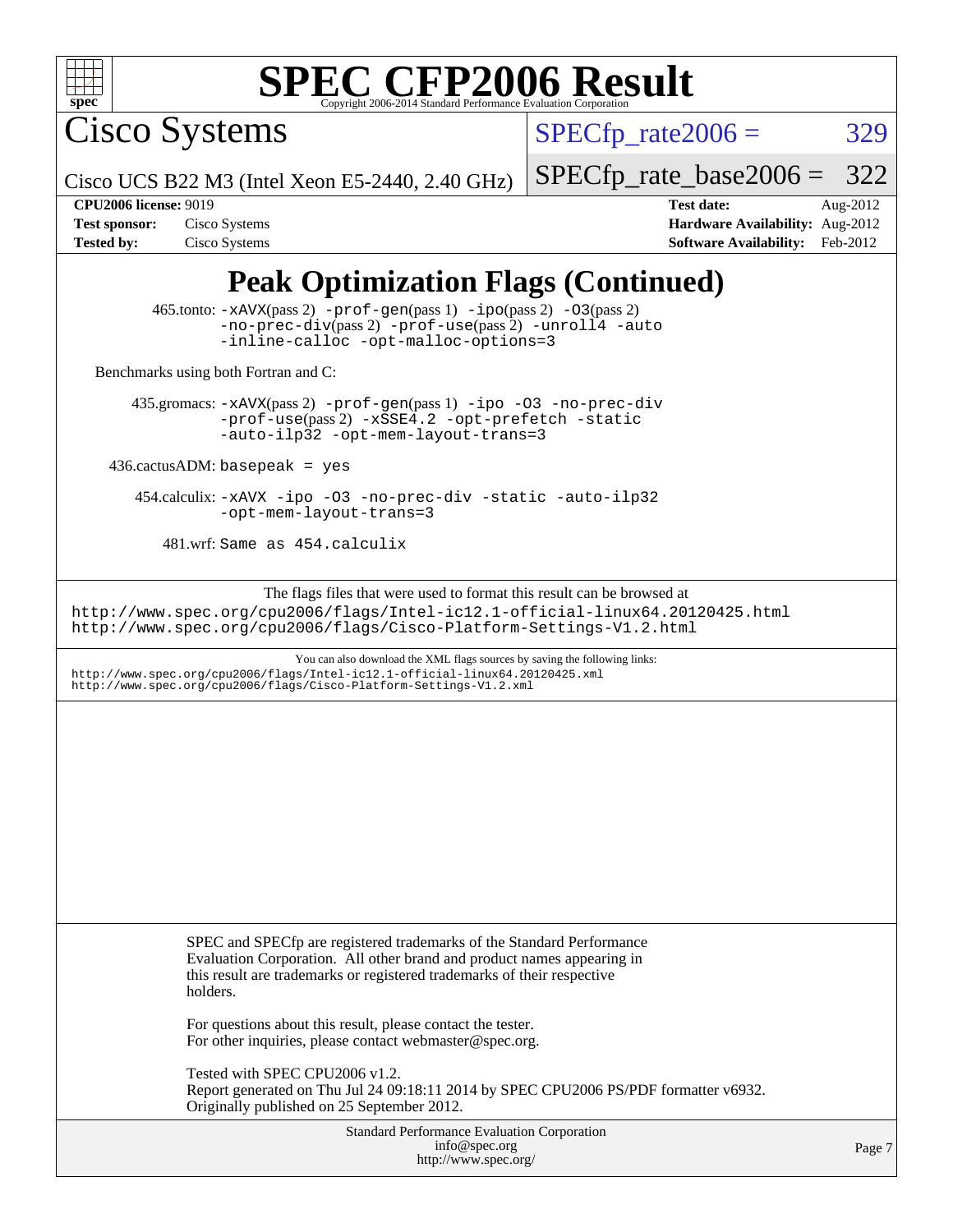# Peak Optimization Flags (Continued)

465.tonto: -xAVX(pass 2) -prof-gen(pass 1) -ipo(pass 2) -O3(pass 2) -no-prec-div(pass 2) -prof-use(pass 2) -unroll4 -auto -inline-calloc -opt-malloc-options=3

Benchmarks using both Fortran and C:

435.gromacs: -xAVX(pass 2) -prof-gen(pass 1) -ipo -O3 -no-prec-div -prof-use(pass 2) -xSSE4.2 -opt-prefetch -static -auto-ilp32 -opt-mem-layout-trans=3

436.cactusADM: basepeak = yes

454.calculix: -xAVX -ipo -O3 -no-prec-div -static -auto-ilp32 -opt-mem-layout-trans=3

481.wrf: Same as 454.calculix

The flags files that were used to format this result can be browsed at
http://www.spec.org/cpu2006/flags/Intel-ic12.1-official-linux64.20120425.html
http://www.spec.org/cpu2006/flags/Cisco-Platform-Settings-V1.2.html

You can also download the XML flags sources by saving the following links:
http://www.spec.org/cpu2006/flags/Intel-ic12.1-official-linux64.20120425.xml
http://www.spec.org/cpu2006/flags/Cisco-Platform-Settings-V1.2.xml

SPEC and SPECfp are registered trademarks of the Standard Performance Evaluation Corporation. All other brand and product names appearing in this result are trademarks or registered trademarks of their respective holders.

For questions about this result, please contact the tester.
For other inquiries, please contact webmaster@spec.org.

Tested with SPEC CPU2006 v1.2.
Report generated on Thu Jul 24 09:18:11 2014 by SPEC CPU2006 PS/PDF formatter v6932.
Originally published on 25 September 2012.